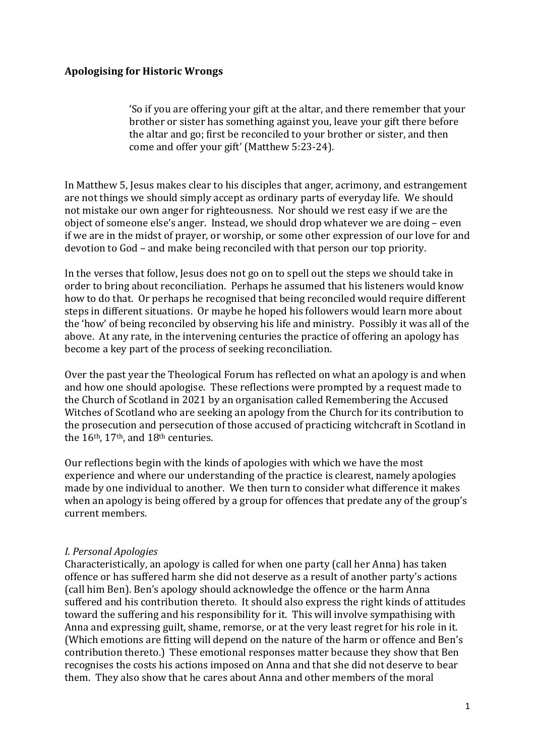**Apologising for Historic Wrongs**

> 'So if you are offering your gift at the altar, and there remember that your brother or sister has something against you, leave your gift there before the altar and go; first be reconciled to your brother or sister, and then come and offer your gift' (Matthew 5:23-24).

In Matthew 5, Jesus makes clear to his disciples that anger, acrimony, and estrangement are not things we should simply accept as ordinary parts of everyday life. We should not mistake our own anger for righteousness. Nor should we rest easy if we are the object of someone else's anger. Instead, we should drop whatever we are doing – even if we are in the midst of prayer, or worship, or some other expression of our love for and devotion to God – and make being reconciled with that person our top priority.

In the verses that follow, Jesus does not go on to spell out the steps we should take in order to bring about reconciliation. Perhaps he assumed that his listeners would know how to do that. Or perhaps he recognised that being reconciled would require different steps in different situations. Or maybe he hoped his followers would learn more about the 'how' of being reconciled by observing his life and ministry. Possibly it was all of the above. At any rate, in the intervening centuries the practice of offering an apology has become a key part of the process of seeking reconciliation.

Over the past year the Theological Forum has reflected on what an apology is and when and how one should apologise. These reflections were prompted by a request made to the Church of Scotland in 2021 by an organisation called Remembering the Accused Witches of Scotland who are seeking an apology from the Church for its contribution to the prosecution and persecution of those accused of practicing witchcraft in Scotland in the 16th, 17th, and 18th centuries.

Our reflections begin with the kinds of apologies with which we have the most experience and where our understanding of the practice is clearest, namely apologies made by one individual to another. We then turn to consider what difference it makes when an apology is being offered by a group for offences that predate any of the group's current members.

*I. Personal Apologies*

Characteristically, an apology is called for when one party (call her Anna) has taken offence or has suffered harm she did not deserve as a result of another party's actions (call him Ben). Ben's apology should acknowledge the offence or the harm Anna suffered and his contribution thereto. It should also express the right kinds of attitudes toward the suffering and his responsibility for it. This will involve sympathising with Anna and expressing guilt, shame, remorse, or at the very least regret for his role in it. (Which emotions are fitting will depend on the nature of the harm or offence and Ben's contribution thereto.) These emotional responses matter because they show that Ben recognises the costs his actions imposed on Anna and that she did not deserve to bear them. They also show that he cares about Anna and other members of the moral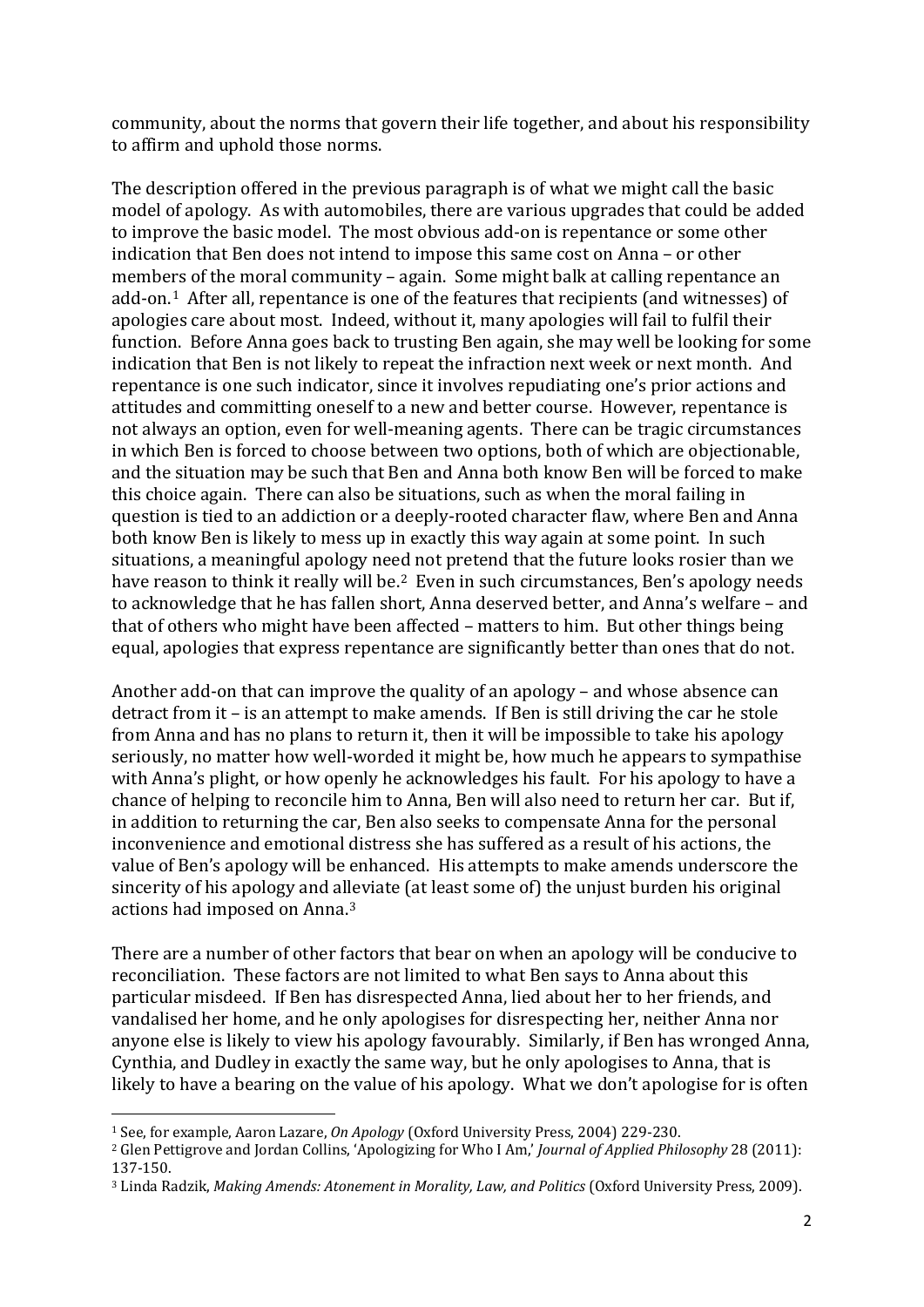community, about the norms that govern their life together, and about his responsibility to affirm and uphold those norms.

The description offered in the previous paragraph is of what we might call the basic model of apology. As with automobiles, there are various upgrades that could be added to improve the basic model. The most obvious add-on is repentance or some other indication that Ben does not intend to impose this same cost on Anna – or other members of the moral community – again. Some might balk at calling repentance an add-on.[1] After all, repentance is one of the features that recipients (and witnesses) of apologies care about most. Indeed, without it, many apologies will fail to fulfil their function. Before Anna goes back to trusting Ben again, she may well be looking for some indication that Ben is not likely to repeat the infraction next week or next month. And repentance is one such indicator, since it involves repudiating one's prior actions and attitudes and committing oneself to a new and better course. However, repentance is not always an option, even for well-meaning agents. There can be tragic circumstances in which Ben is forced to choose between two options, both of which are objectionable, and the situation may be such that Ben and Anna both know Ben will be forced to make this choice again. There can also be situations, such as when the moral failing in question is tied to an addiction or a deeply-rooted character flaw, where Ben and Anna both know Ben is likely to mess up in exactly this way again at some point. In such situations, a meaningful apology need not pretend that the future looks rosier than we have reason to think it really will be.[2] Even in such circumstances, Ben's apology needs to acknowledge that he has fallen short, Anna deserved better, and Anna's welfare – and that of others who might have been affected – matters to him. But other things being equal, apologies that express repentance are significantly better than ones that do not.

Another add-on that can improve the quality of an apology – and whose absence can detract from it – is an attempt to make amends. If Ben is still driving the car he stole from Anna and has no plans to return it, then it will be impossible to take his apology seriously, no matter how well-worded it might be, how much he appears to sympathise with Anna's plight, or how openly he acknowledges his fault. For his apology to have a chance of helping to reconcile him to Anna, Ben will also need to return her car. But if, in addition to returning the car, Ben also seeks to compensate Anna for the personal inconvenience and emotional distress she has suffered as a result of his actions, the value of Ben's apology will be enhanced. His attempts to make amends underscore the sincerity of his apology and alleviate (at least some of) the unjust burden his original actions had imposed on Anna.[3]

There are a number of other factors that bear on when an apology will be conducive to reconciliation. These factors are not limited to what Ben says to Anna about this particular misdeed. If Ben has disrespected Anna, lied about her to her friends, and vandalised her home, and he only apologises for disrespecting her, neither Anna nor anyone else is likely to view his apology favourably. Similarly, if Ben has wronged Anna, Cynthia, and Dudley in exactly the same way, but he only apologises to Anna, that is likely to have a bearing on the value of his apology. What we don't apologise for is often

---

[1] See, for example, Aaron Lazare, *On Apology* (Oxford University Press, 2004) 229-230.

[2] Glen Pettigrove and Jordan Collins, 'Apologizing for Who I Am,' *Journal of Applied Philosophy* 28 (2011): 137-150.

[3] Linda Radzik, *Making Amends: Atonement in Morality, Law, and Politics* (Oxford University Press, 2009).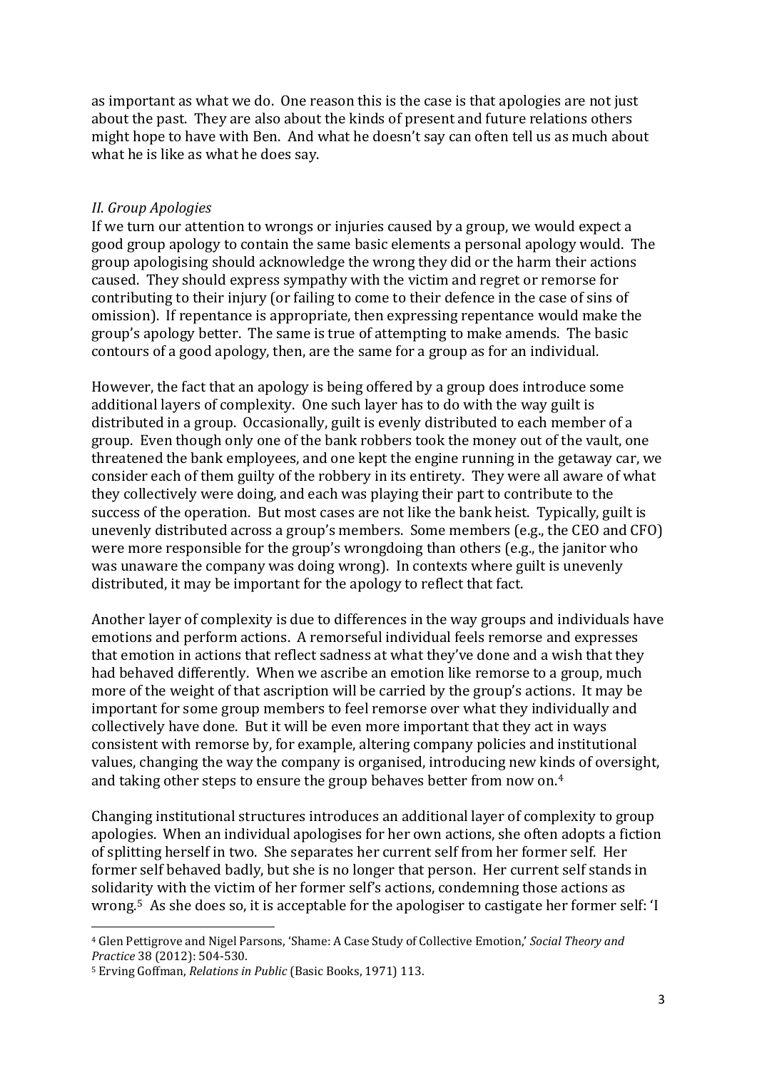as important as what we do. One reason this is the case is that apologies are not just about the past. They are also about the kinds of present and future relations others might hope to have with Ben. And what he doesn't say can often tell us as much about what he is like as what he does say.

## *II. Group Apologies*

If we turn our attention to wrongs or injuries caused by a group, we would expect a good group apology to contain the same basic elements a personal apology would. The group apologising should acknowledge the wrong they did or the harm their actions caused. They should express sympathy with the victim and regret or remorse for contributing to their injury (or failing to come to their defence in the case of sins of omission). If repentance is appropriate, then expressing repentance would make the group's apology better. The same is true of attempting to make amends. The basic contours of a good apology, then, are the same for a group as for an individual.

However, the fact that an apology is being offered by a group does introduce some additional layers of complexity. One such layer has to do with the way guilt is distributed in a group. Occasionally, guilt is evenly distributed to each member of a group. Even though only one of the bank robbers took the money out of the vault, one threatened the bank employees, and one kept the engine running in the getaway car, we consider each of them guilty of the robbery in its entirety. They were all aware of what they collectively were doing, and each was playing their part to contribute to the success of the operation. But most cases are not like the bank heist. Typically, guilt is unevenly distributed across a group's members. Some members (e.g., the CEO and CFO) were more responsible for the group's wrongdoing than others (e.g., the janitor who was unaware the company was doing wrong). In contexts where guilt is unevenly distributed, it may be important for the apology to reflect that fact.

Another layer of complexity is due to differences in the way groups and individuals have emotions and perform actions. A remorseful individual feels remorse and expresses that emotion in actions that reflect sadness at what they've done and a wish that they had behaved differently. When we ascribe an emotion like remorse to a group, much more of the weight of that ascription will be carried by the group's actions. It may be important for some group members to feel remorse over what they individually and collectively have done. But it will be even more important that they act in ways consistent with remorse by, for example, altering company policies and institutional values, changing the way the company is organised, introducing new kinds of oversight, and taking other steps to ensure the group behaves better from now on.[4]

Changing institutional structures introduces an additional layer of complexity to group apologies. When an individual apologises for her own actions, she often adopts a fiction of splitting herself in two. She separates her current self from her former self. Her former self behaved badly, but she is no longer that person. Her current self stands in solidarity with the victim of her former self's actions, condemning those actions as wrong.[5] As she does so, it is acceptable for the apologiser to castigate her former self: 'I

---

[4] Glen Pettigrove and Nigel Parsons, 'Shame: A Case Study of Collective Emotion,' *Social Theory and Practice* 38 (2012): 504-530.

[5] Erving Goffman, *Relations in Public* (Basic Books, 1971) 113.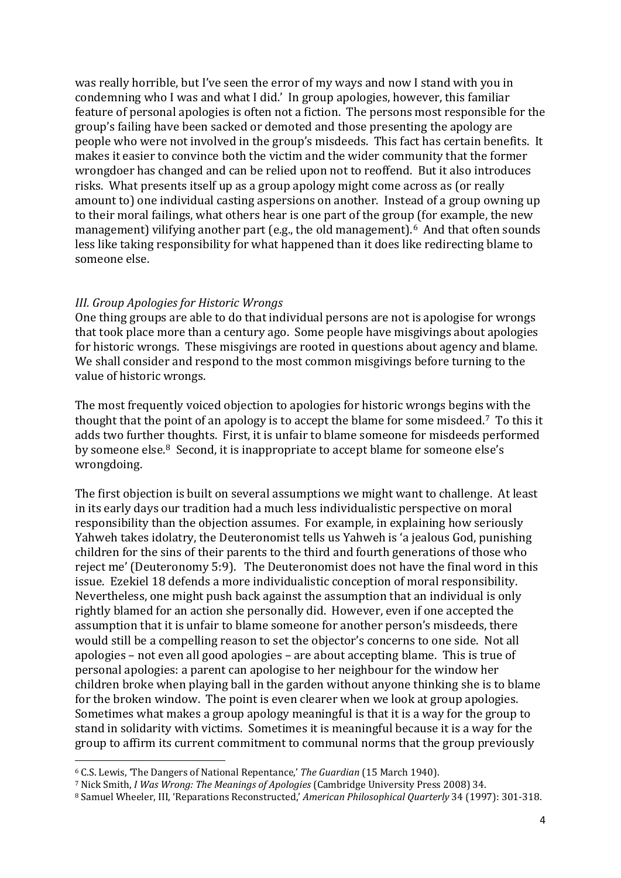was really horrible, but I've seen the error of my ways and now I stand with you in condemning who I was and what I did.' In group apologies, however, this familiar feature of personal apologies is often not a fiction. The persons most responsible for the group's failing have been sacked or demoted and those presenting the apology are people who were not involved in the group's misdeeds. This fact has certain benefits. It makes it easier to convince both the victim and the wider community that the former wrongdoer has changed and can be relied upon not to reoffend. But it also introduces risks. What presents itself up as a group apology might come across as (or really amount to) one individual casting aspersions on another. Instead of a group owning up to their moral failings, what others hear is one part of the group (for example, the new management) vilifying another part (e.g., the old management).[6] And that often sounds less like taking responsibility for what happened than it does like redirecting blame to someone else.

### *III. Group Apologies for Historic Wrongs*

One thing groups are able to do that individual persons are not is apologise for wrongs that took place more than a century ago. Some people have misgivings about apologies for historic wrongs. These misgivings are rooted in questions about agency and blame. We shall consider and respond to the most common misgivings before turning to the value of historic wrongs.

The most frequently voiced objection to apologies for historic wrongs begins with the thought that the point of an apology is to accept the blame for some misdeed.[7] To this it adds two further thoughts. First, it is unfair to blame someone for misdeeds performed by someone else.[8] Second, it is inappropriate to accept blame for someone else's wrongdoing.

The first objection is built on several assumptions we might want to challenge. At least in its early days our tradition had a much less individualistic perspective on moral responsibility than the objection assumes. For example, in explaining how seriously Yahweh takes idolatry, the Deuteronomist tells us Yahweh is 'a jealous God, punishing children for the sins of their parents to the third and fourth generations of those who reject me' (Deuteronomy 5:9). The Deuteronomist does not have the final word in this issue. Ezekiel 18 defends a more individualistic conception of moral responsibility. Nevertheless, one might push back against the assumption that an individual is only rightly blamed for an action she personally did. However, even if one accepted the assumption that it is unfair to blame someone for another person's misdeeds, there would still be a compelling reason to set the objector's concerns to one side. Not all apologies – not even all good apologies – are about accepting blame. This is true of personal apologies: a parent can apologise to her neighbour for the window her children broke when playing ball in the garden without anyone thinking she is to blame for the broken window. The point is even clearer when we look at group apologies. Sometimes what makes a group apology meaningful is that it is a way for the group to stand in solidarity with victims. Sometimes it is meaningful because it is a way for the group to affirm its current commitment to communal norms that the group previously

---

[6] C.S. Lewis, 'The Dangers of National Repentance,' *The Guardian* (15 March 1940).

[7] Nick Smith, *I Was Wrong: The Meanings of Apologies* (Cambridge University Press 2008) 34.

[8] Samuel Wheeler, III, 'Reparations Reconstructed,' *American Philosophical Quarterly* 34 (1997): 301-318.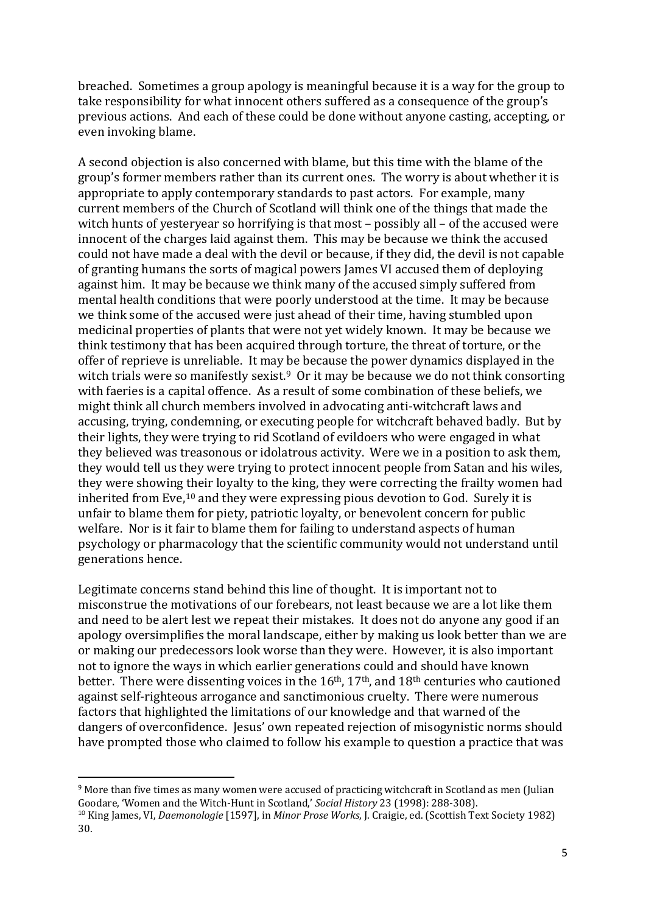breached. Sometimes a group apology is meaningful because it is a way for the group to take responsibility for what innocent others suffered as a consequence of the group's previous actions. And each of these could be done without anyone casting, accepting, or even invoking blame.

A second objection is also concerned with blame, but this time with the blame of the group's former members rather than its current ones. The worry is about whether it is appropriate to apply contemporary standards to past actors. For example, many current members of the Church of Scotland will think one of the things that made the witch hunts of yesteryear so horrifying is that most – possibly all – of the accused were innocent of the charges laid against them. This may be because we think the accused could not have made a deal with the devil or because, if they did, the devil is not capable of granting humans the sorts of magical powers James VI accused them of deploying against him. It may be because we think many of the accused simply suffered from mental health conditions that were poorly understood at the time. It may be because we think some of the accused were just ahead of their time, having stumbled upon medicinal properties of plants that were not yet widely known. It may be because we think testimony that has been acquired through torture, the threat of torture, or the offer of reprieve is unreliable. It may be because the power dynamics displayed in the witch trials were so manifestly sexist.[9] Or it may be because we do not think consorting with faeries is a capital offence. As a result of some combination of these beliefs, we might think all church members involved in advocating anti-witchcraft laws and accusing, trying, condemning, or executing people for witchcraft behaved badly. But by their lights, they were trying to rid Scotland of evildoers who were engaged in what they believed was treasonous or idolatrous activity. Were we in a position to ask them, they would tell us they were trying to protect innocent people from Satan and his wiles, they were showing their loyalty to the king, they were correcting the frailty women had inherited from Eve,[10] and they were expressing pious devotion to God. Surely it is unfair to blame them for piety, patriotic loyalty, or benevolent concern for public welfare. Nor is it fair to blame them for failing to understand aspects of human psychology or pharmacology that the scientific community would not understand until generations hence.

Legitimate concerns stand behind this line of thought. It is important not to misconstrue the motivations of our forebears, not least because we are a lot like them and need to be alert lest we repeat their mistakes. It does not do anyone any good if an apology oversimplifies the moral landscape, either by making us look better than we are or making our predecessors look worse than they were. However, it is also important not to ignore the ways in which earlier generations could and should have known better. There were dissenting voices in the 16th, 17th, and 18th centuries who cautioned against self-righteous arrogance and sanctimonious cruelty. There were numerous factors that highlighted the limitations of our knowledge and that warned of the dangers of overconfidence. Jesus' own repeated rejection of misogynistic norms should have prompted those who claimed to follow his example to question a practice that was

---

[9] More than five times as many women were accused of practicing witchcraft in Scotland as men (Julian Goodare, 'Women and the Witch-Hunt in Scotland,' *Social History* 23 (1998): 288-308).

[10] King James, VI, *Daemonologie* [1597], in *Minor Prose Works*, J. Craigie, ed. (Scottish Text Society 1982) 30.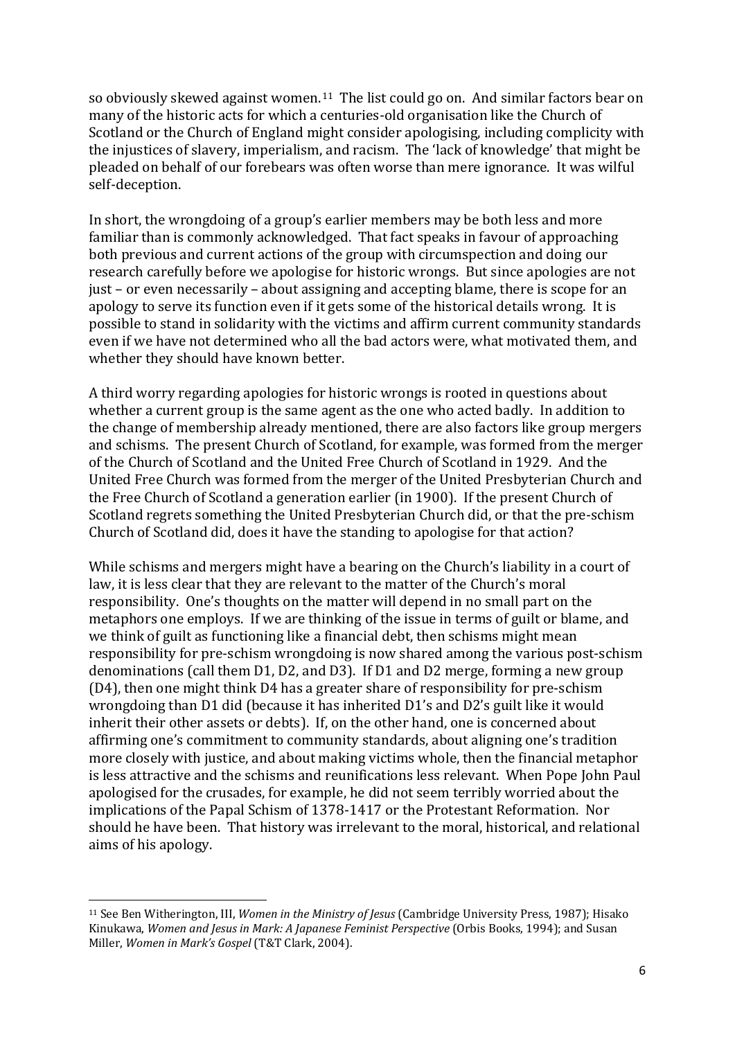so obviously skewed against women.[11] The list could go on. And similar factors bear on many of the historic acts for which a centuries-old organisation like the Church of Scotland or the Church of England might consider apologising, including complicity with the injustices of slavery, imperialism, and racism. The 'lack of knowledge' that might be pleaded on behalf of our forebears was often worse than mere ignorance. It was wilful self-deception.

In short, the wrongdoing of a group's earlier members may be both less and more familiar than is commonly acknowledged. That fact speaks in favour of approaching both previous and current actions of the group with circumspection and doing our research carefully before we apologise for historic wrongs. But since apologies are not just – or even necessarily – about assigning and accepting blame, there is scope for an apology to serve its function even if it gets some of the historical details wrong. It is possible to stand in solidarity with the victims and affirm current community standards even if we have not determined who all the bad actors were, what motivated them, and whether they should have known better.

A third worry regarding apologies for historic wrongs is rooted in questions about whether a current group is the same agent as the one who acted badly. In addition to the change of membership already mentioned, there are also factors like group mergers and schisms. The present Church of Scotland, for example, was formed from the merger of the Church of Scotland and the United Free Church of Scotland in 1929. And the United Free Church was formed from the merger of the United Presbyterian Church and the Free Church of Scotland a generation earlier (in 1900). If the present Church of Scotland regrets something the United Presbyterian Church did, or that the pre-schism Church of Scotland did, does it have the standing to apologise for that action?

While schisms and mergers might have a bearing on the Church's liability in a court of law, it is less clear that they are relevant to the matter of the Church's moral responsibility. One's thoughts on the matter will depend in no small part on the metaphors one employs. If we are thinking of the issue in terms of guilt or blame, and we think of guilt as functioning like a financial debt, then schisms might mean responsibility for pre-schism wrongdoing is now shared among the various post-schism denominations (call them D1, D2, and D3). If D1 and D2 merge, forming a new group (D4), then one might think D4 has a greater share of responsibility for pre-schism wrongdoing than D1 did (because it has inherited D1's and D2's guilt like it would inherit their other assets or debts). If, on the other hand, one is concerned about affirming one's commitment to community standards, about aligning one's tradition more closely with justice, and about making victims whole, then the financial metaphor is less attractive and the schisms and reunifications less relevant. When Pope John Paul apologised for the crusades, for example, he did not seem terribly worried about the implications of the Papal Schism of 1378-1417 or the Protestant Reformation. Nor should he have been. That history was irrelevant to the moral, historical, and relational aims of his apology.

---

[11] See Ben Witherington, III, *Women in the Ministry of Jesus* (Cambridge University Press, 1987); Hisako Kinukawa, *Women and Jesus in Mark: A Japanese Feminist Perspective* (Orbis Books, 1994); and Susan Miller, *Women in Mark's Gospel* (T&T Clark, 2004).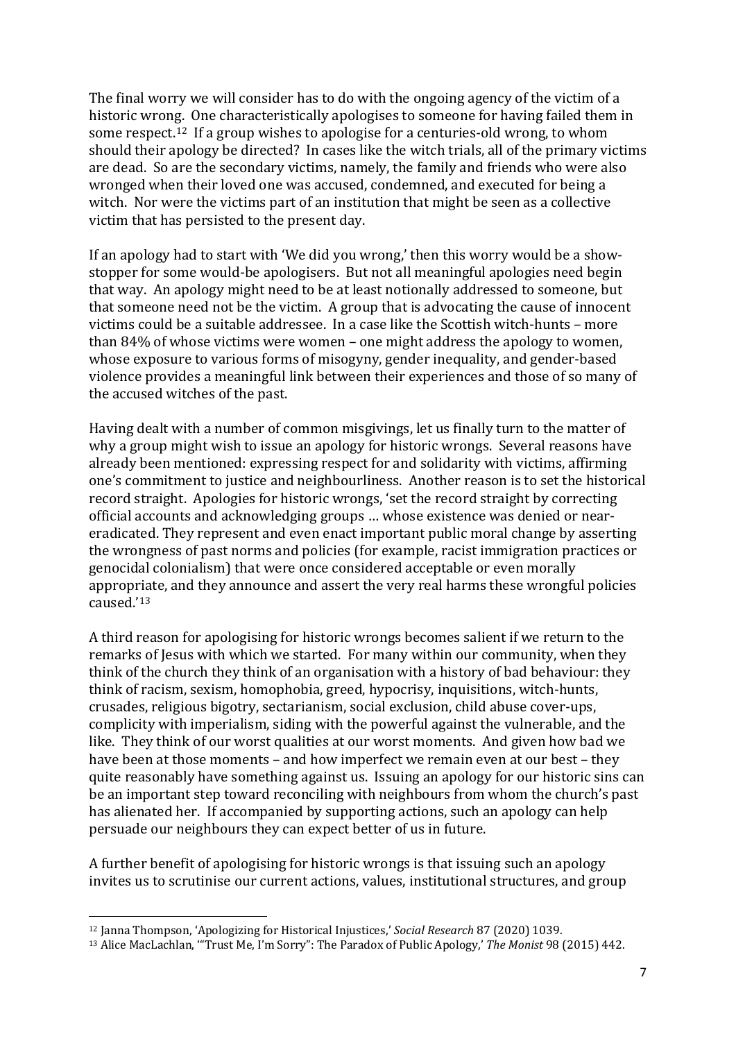The final worry we will consider has to do with the ongoing agency of the victim of a historic wrong. One characteristically apologises to someone for having failed them in some respect.[12] If a group wishes to apologise for a centuries-old wrong, to whom should their apology be directed? In cases like the witch trials, all of the primary victims are dead. So are the secondary victims, namely, the family and friends who were also wronged when their loved one was accused, condemned, and executed for being a witch. Nor were the victims part of an institution that might be seen as a collective victim that has persisted to the present day.

If an apology had to start with 'We did you wrong,' then this worry would be a show-stopper for some would-be apologisers. But not all meaningful apologies need begin that way. An apology might need to be at least notionally addressed to someone, but that someone need not be the victim. A group that is advocating the cause of innocent victims could be a suitable addressee. In a case like the Scottish witch-hunts – more than 84% of whose victims were women – one might address the apology to women, whose exposure to various forms of misogyny, gender inequality, and gender-based violence provides a meaningful link between their experiences and those of so many of the accused witches of the past.

Having dealt with a number of common misgivings, let us finally turn to the matter of why a group might wish to issue an apology for historic wrongs. Several reasons have already been mentioned: expressing respect for and solidarity with victims, affirming one's commitment to justice and neighbourliness. Another reason is to set the historical record straight. Apologies for historic wrongs, 'set the record straight by correcting official accounts and acknowledging groups … whose existence was denied or near-eradicated. They represent and even enact important public moral change by asserting the wrongness of past norms and policies (for example, racist immigration practices or genocidal colonialism) that were once considered acceptable or even morally appropriate, and they announce and assert the very real harms these wrongful policies caused.'[13]

A third reason for apologising for historic wrongs becomes salient if we return to the remarks of Jesus with which we started. For many within our community, when they think of the church they think of an organisation with a history of bad behaviour: they think of racism, sexism, homophobia, greed, hypocrisy, inquisitions, witch-hunts, crusades, religious bigotry, sectarianism, social exclusion, child abuse cover-ups, complicity with imperialism, siding with the powerful against the vulnerable, and the like. They think of our worst qualities at our worst moments. And given how bad we have been at those moments – and how imperfect we remain even at our best – they quite reasonably have something against us. Issuing an apology for our historic sins can be an important step toward reconciling with neighbours from whom the church's past has alienated her. If accompanied by supporting actions, such an apology can help persuade our neighbours they can expect better of us in future.

A further benefit of apologising for historic wrongs is that issuing such an apology invites us to scrutinise our current actions, values, institutional structures, and group

---

[12] Janna Thompson, 'Apologizing for Historical Injustices,' *Social Research* 87 (2020) 1039.

[13] Alice MacLachlan, '"Trust Me, I'm Sorry": The Paradox of Public Apology,' *The Monist* 98 (2015) 442.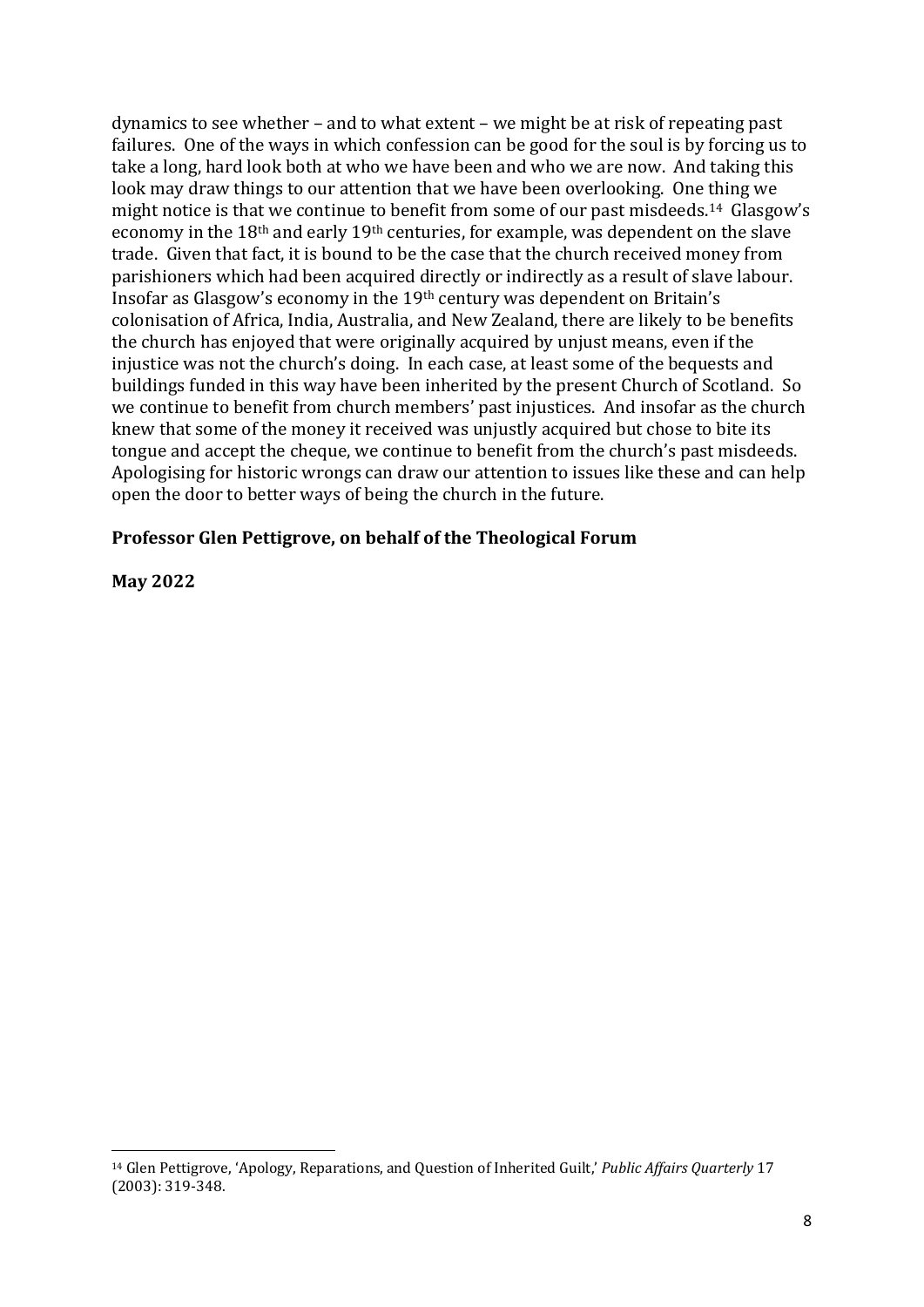dynamics to see whether – and to what extent – we might be at risk of repeating past failures. One of the ways in which confession can be good for the soul is by forcing us to take a long, hard look both at who we have been and who we are now. And taking this look may draw things to our attention that we have been overlooking. One thing we might notice is that we continue to benefit from some of our past misdeeds.[14] Glasgow's economy in the 18th and early 19th centuries, for example, was dependent on the slave trade. Given that fact, it is bound to be the case that the church received money from parishioners which had been acquired directly or indirectly as a result of slave labour. Insofar as Glasgow's economy in the 19th century was dependent on Britain's colonisation of Africa, India, Australia, and New Zealand, there are likely to be benefits the church has enjoyed that were originally acquired by unjust means, even if the injustice was not the church's doing. In each case, at least some of the bequests and buildings funded in this way have been inherited by the present Church of Scotland. So we continue to benefit from church members' past injustices. And insofar as the church knew that some of the money it received was unjustly acquired but chose to bite its tongue and accept the cheque, we continue to benefit from the church's past misdeeds. Apologising for historic wrongs can draw our attention to issues like these and can help open the door to better ways of being the church in the future.

**Professor Glen Pettigrove, on behalf of the Theological Forum**

**May 2022**

---

[14] Glen Pettigrove, 'Apology, Reparations, and Question of Inherited Guilt,' *Public Affairs Quarterly* 17 (2003): 319-348.